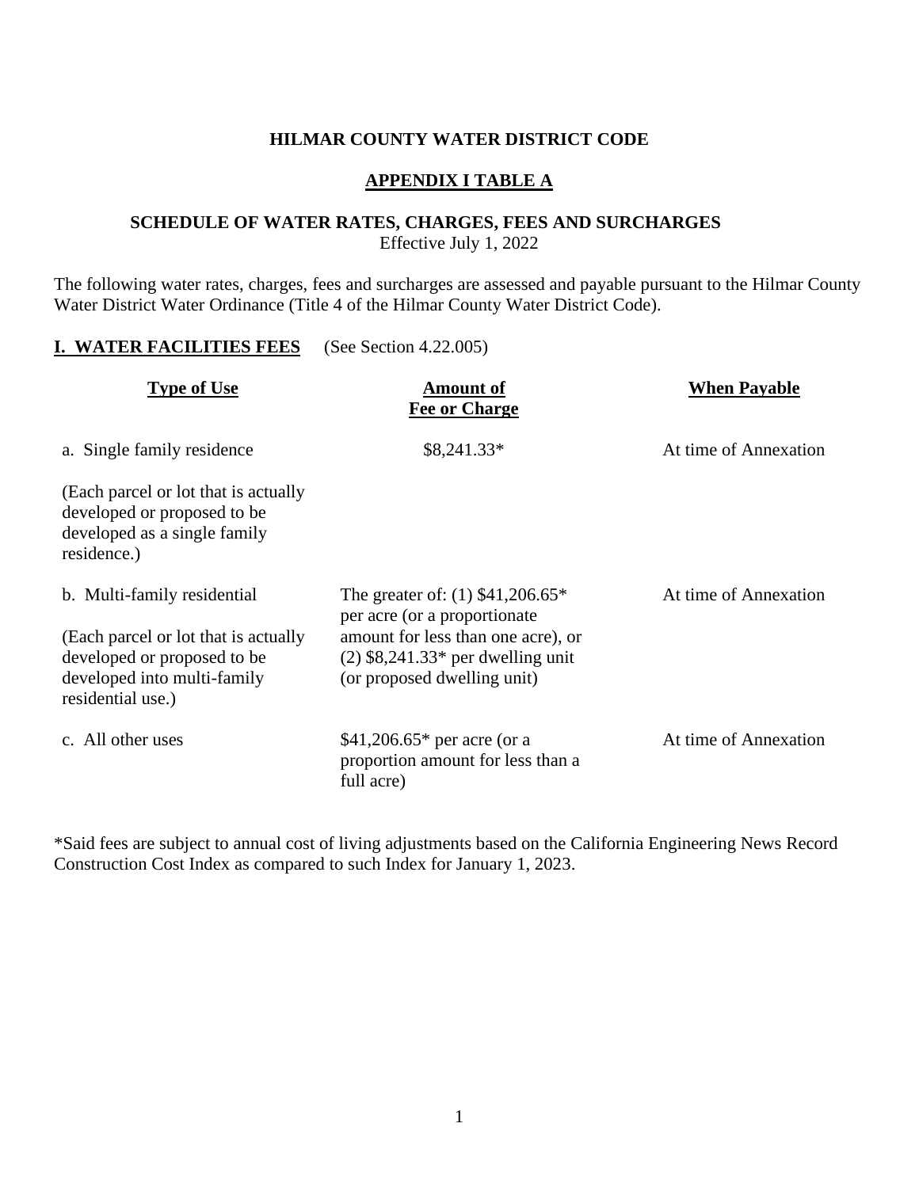**HILMAR COUNTY WATER DISTRICT CODE**

**APPENDIX I TABLE A**

**SCHEDULE OF WATER RATES, CHARGES, FEES AND SURCHARGES**
Effective July 1, 2022

The following water rates, charges, fees and surcharges are assessed and payable pursuant to the Hilmar County Water District Water Ordinance (Title 4 of the Hilmar County Water District Code).

**I. WATER FACILITIES FEES** (See Section 4.22.005)

| Type of Use | Amount of Fee or Charge | When Payable |
|---|---|---|
| a. Single family residence<br><br>(Each parcel or lot that is actually developed or proposed to be developed as a single family residence.) | $8,241.33* | At time of Annexation |
| b. Multi-family residential<br><br>(Each parcel or lot that is actually developed or proposed to be developed into multi-family residential use.) | The greater of: (1) $41,206.65* per acre (or a proportionate amount for less than one acre), or (2) $8,241.33* per dwelling unit (or proposed dwelling unit) | At time of Annexation |
| c. All other uses | $41,206.65* per acre (or a proportion amount for less than a full acre) | At time of Annexation |

*Said fees are subject to annual cost of living adjustments based on the California Engineering News Record Construction Cost Index as compared to such Index for January 1, 2023.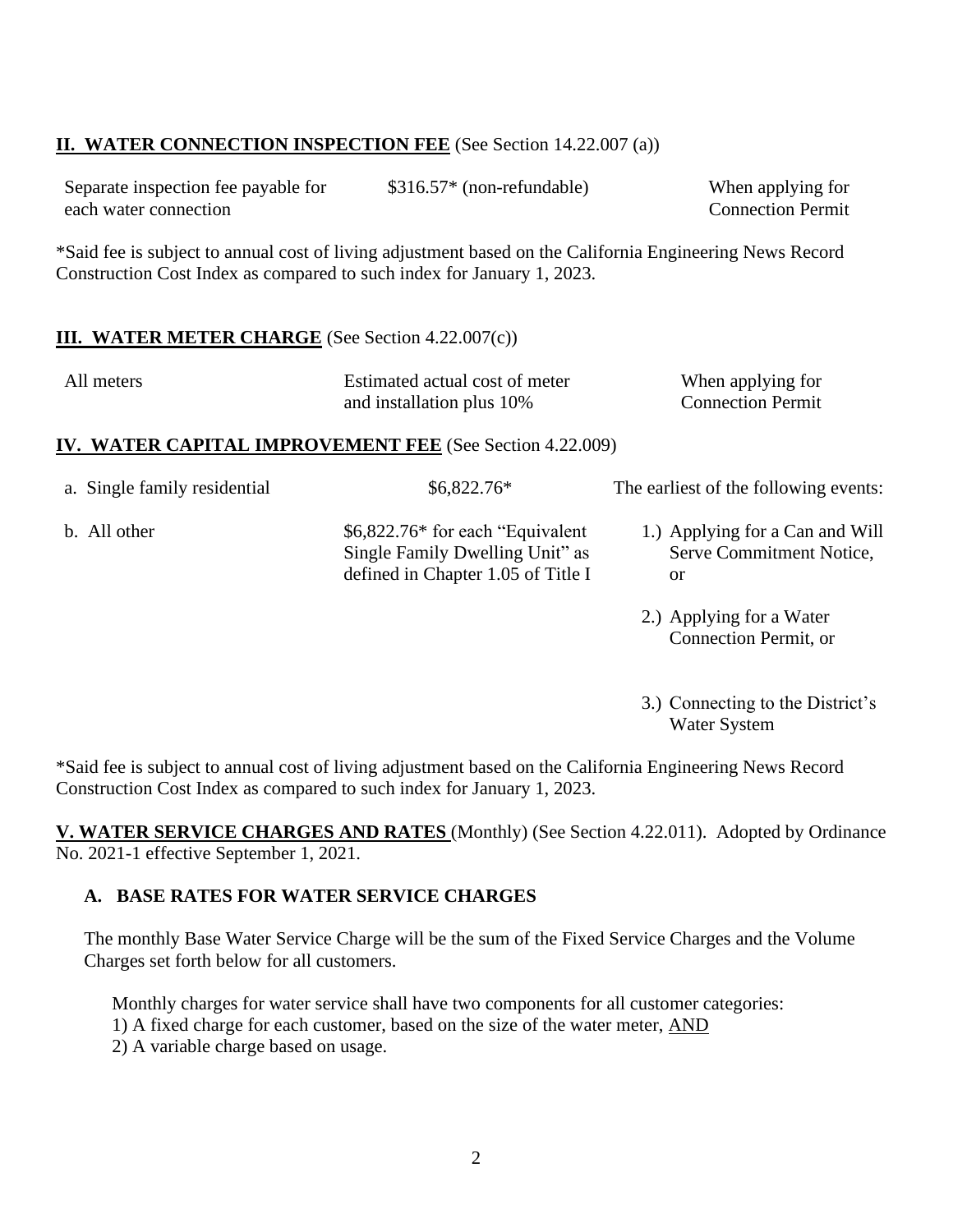## **II. WATER CONNECTION INSPECTION FEE** (See Section 14.22.007 (a))

| | | |
|---|---|---|
| Separate inspection fee payable for each water connection | $316.57* (non-refundable) | When applying for Connection Permit |

*Said fee is subject to annual cost of living adjustment based on the California Engineering News Record Construction Cost Index as compared to such index for January 1, 2023.

## **III. WATER METER CHARGE** (See Section 4.22.007(c))

| | | |
|---|---|---|
| All meters | Estimated actual cost of meter and installation plus 10% | When applying for Connection Permit |

## **IV. WATER CAPITAL IMPROVEMENT FEE** (See Section 4.22.009)

| | | |
|---|---|---|
| a. Single family residential | $6,822.76* | The earliest of the following events: |
| b. All other | $6,822.76* for each "Equivalent Single Family Dwelling Unit" as defined in Chapter 1.05 of Title I | 1.) Applying for a Can and Will Serve Commitment Notice, or<br>2.) Applying for a Water Connection Permit, or<br>3.) Connecting to the District's Water System |

*Said fee is subject to annual cost of living adjustment based on the California Engineering News Record Construction Cost Index as compared to such index for January 1, 2023.

**V. WATER SERVICE CHARGES AND RATES** (Monthly) (See Section 4.22.011). Adopted by Ordinance No. 2021-1 effective September 1, 2021.

### **A. BASE RATES FOR WATER SERVICE CHARGES**

The monthly Base Water Service Charge will be the sum of the Fixed Service Charges and the Volume Charges set forth below for all customers.

Monthly charges for water service shall have two components for all customer categories:
1) A fixed charge for each customer, based on the size of the water meter, AND
2) A variable charge based on usage.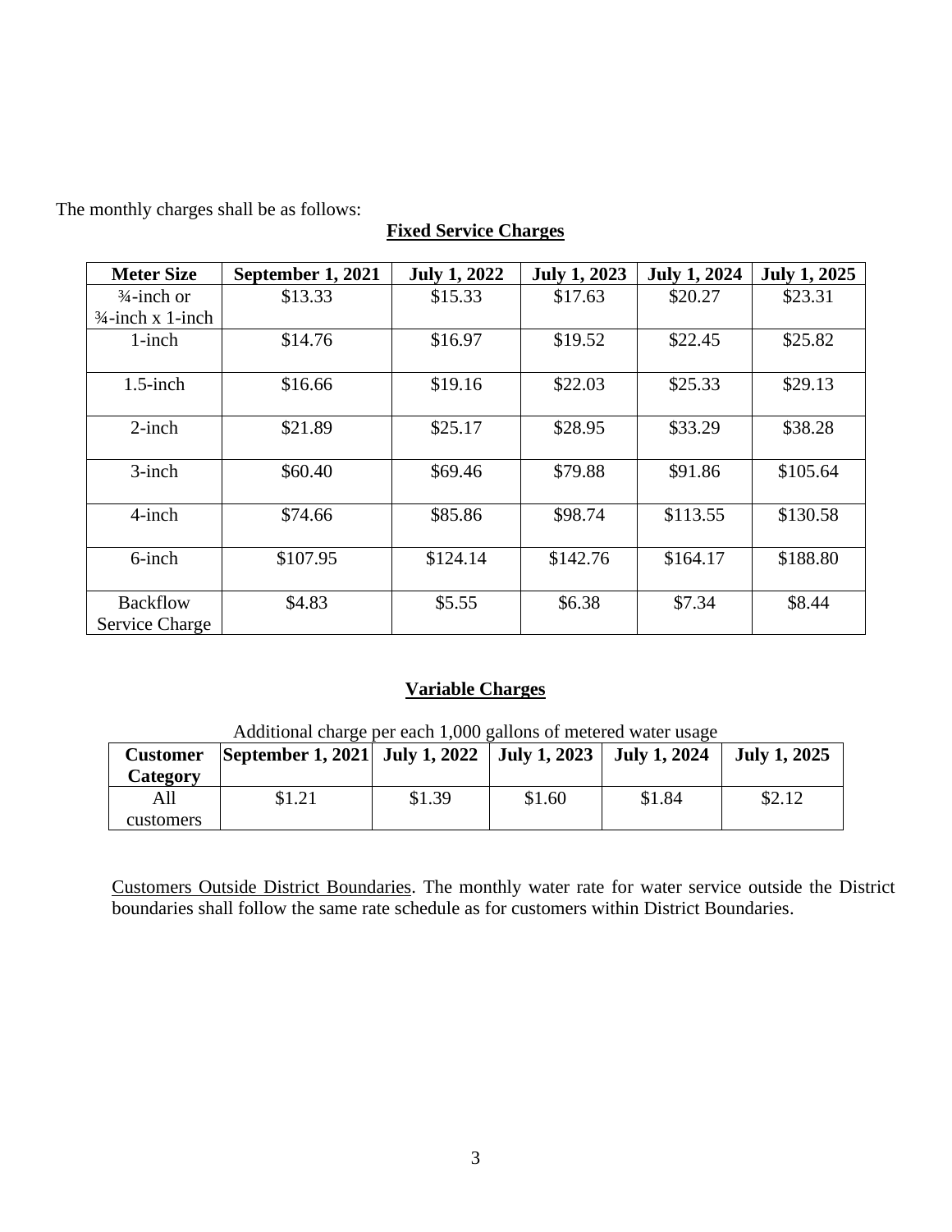The monthly charges shall be as follows:

**Fixed Service Charges**

| Meter Size | September 1, 2021 | July 1, 2022 | July 1, 2023 | July 1, 2024 | July 1, 2025 |
|---|---|---|---|---|---|
| ¾-inch or ¾-inch x 1-inch | $13.33 | $15.33 | $17.63 | $20.27 | $23.31 |
| 1-inch | $14.76 | $16.97 | $19.52 | $22.45 | $25.82 |
| 1.5-inch | $16.66 | $19.16 | $22.03 | $25.33 | $29.13 |
| 2-inch | $21.89 | $25.17 | $28.95 | $33.29 | $38.28 |
| 3-inch | $60.40 | $69.46 | $79.88 | $91.86 | $105.64 |
| 4-inch | $74.66 | $85.86 | $98.74 | $113.55 | $130.58 |
| 6-inch | $107.95 | $124.14 | $142.76 | $164.17 | $188.80 |
| Backflow Service Charge | $4.83 | $5.55 | $6.38 | $7.34 | $8.44 |

**Variable Charges**

Additional charge per each 1,000 gallons of metered water usage

| Customer Category | September 1, 2021 | July 1, 2022 | July 1, 2023 | July 1, 2024 | July 1, 2025 |
|---|---|---|---|---|---|
| All customers | $1.21 | $1.39 | $1.60 | $1.84 | $2.12 |

Customers Outside District Boundaries. The monthly water rate for water service outside the District boundaries shall follow the same rate schedule as for customers within District Boundaries.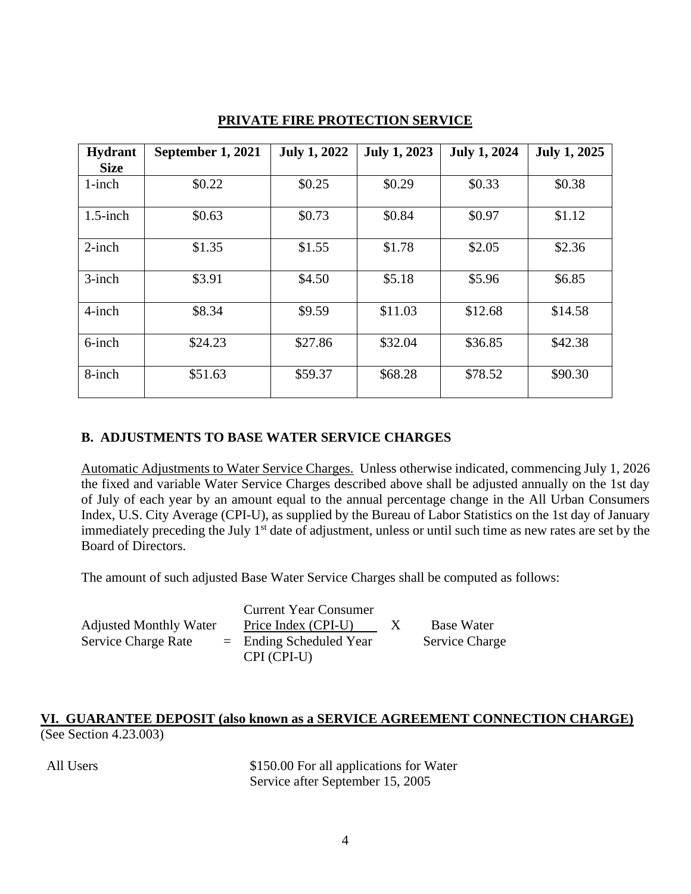## PRIVATE FIRE PROTECTION SERVICE

| Hydrant Size | September 1, 2021 | July 1, 2022 | July 1, 2023 | July 1, 2024 | July 1, 2025 |
|---|---|---|---|---|---|
| 1-inch | \$0.22 | \$0.25 | \$0.29 | \$0.33 | \$0.38 |
| 1.5-inch | \$0.63 | \$0.73 | \$0.84 | \$0.97 | \$1.12 |
| 2-inch | \$1.35 | \$1.55 | \$1.78 | \$2.05 | \$2.36 |
| 3-inch | \$3.91 | \$4.50 | \$5.18 | \$5.96 | \$6.85 |
| 4-inch | \$8.34 | \$9.59 | \$11.03 | \$12.68 | \$14.58 |
| 6-inch | \$24.23 | \$27.86 | \$32.04 | \$36.85 | \$42.38 |
| 8-inch | \$51.63 | \$59.37 | \$68.28 | \$78.52 | \$90.30 |

### B. ADJUSTMENTS TO BASE WATER SERVICE CHARGES

Automatic Adjustments to Water Service Charges. Unless otherwise indicated, commencing July 1, 2026 the fixed and variable Water Service Charges described above shall be adjusted annually on the 1st day of July of each year by an amount equal to the annual percentage change in the All Urban Consumers Index, U.S. City Average (CPI-U), as supplied by the Bureau of Labor Statistics on the 1st day of January immediately preceding the July 1st date of adjustment, unless or until such time as new rates are set by the Board of Directors.

The amount of such adjusted Base Water Service Charges shall be computed as follows:

$$\text{Adjusted Monthly Water Service Charge Rate} = \frac{\text{Current Year Consumer Price Index (CPI-U)}}{\text{Ending Scheduled Year CPI (CPI-U)}} \times \text{Base Water Service Charge}$$

## VI. GUARANTEE DEPOSIT (also known as a SERVICE AGREEMENT CONNECTION CHARGE)

(See Section 4.23.003)

All Users — \$150.00 For all applications for Water Service after September 15, 2005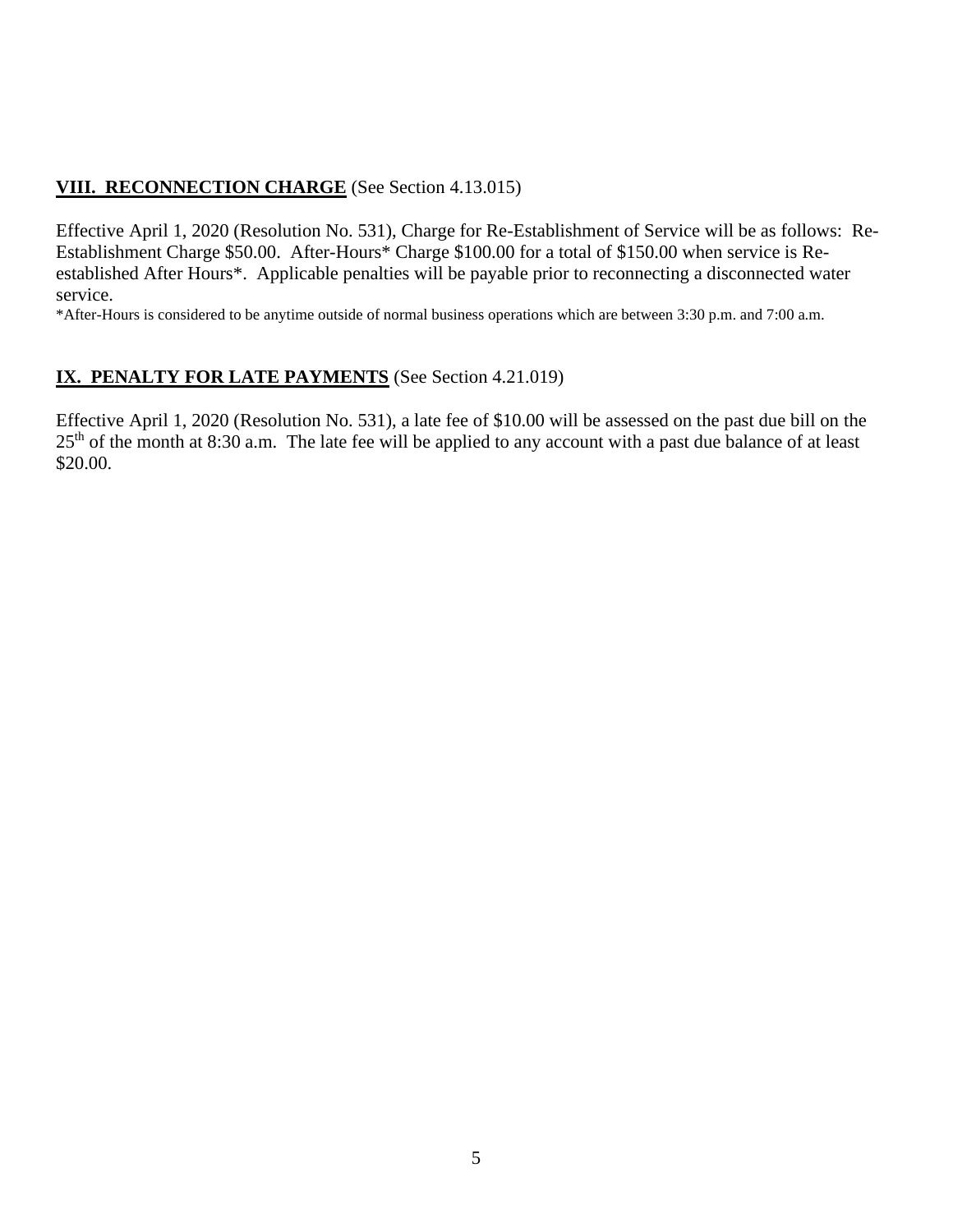## **VIII. RECONNECTION CHARGE** (See Section 4.13.015)

Effective April 1, 2020 (Resolution No. 531), Charge for Re-Establishment of Service will be as follows: Re-Establishment Charge $50.00. After-Hours* Charge $100.00 for a total of $150.00 when service is Re-established After Hours*. Applicable penalties will be payable prior to reconnecting a disconnected water service.

*After-Hours is considered to be anytime outside of normal business operations which are between 3:30 p.m. and 7:00 a.m.

## **IX. PENALTY FOR LATE PAYMENTS** (See Section 4.21.019)

Effective April 1, 2020 (Resolution No. 531), a late fee of $10.00 will be assessed on the past due bill on the 25th of the month at 8:30 a.m. The late fee will be applied to any account with a past due balance of at least $20.00.